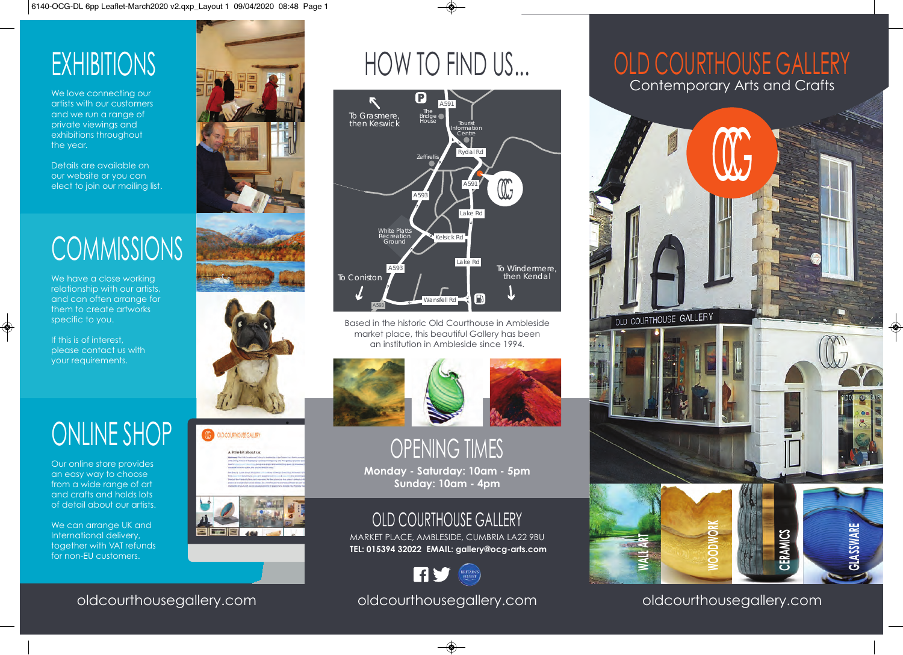# EXHIBITIONS

We love connecting our artists with our customers and we run a range of private viewings and exhibitions throughout the year.

Details are available on our website or you can elect to join our mailing list.

# COMMISSIONS

We have a close working relationship with our artists, and can often arrange for them to create artworks specific to you.

If this is of interest, please contact us with your requirements.

# ONLINE SHOP

Our online store provides an easy way to choose from a wide range of art and crafts and holds lots of detail about our artists.

We can arrange UK and International delivery, together with VAT refunds for non-EU customers.

oldcourthousegallery.com

# HOW TO FIND US...

To Grasmere, then Keswick · The Bridge House · A591 · Tourist Information Centre · Rydal Rd · Zeffirellis · A591 · A593 · Lake Rd · White Platts Recreation Ground · Kelsick Rd · Lake Rd · A593 · To Coniston · To Windermere, then Kendal · Wansfell Rd · A593

Based in the historic Old Courthouse in Ambleside market place, this beautiful Gallery has been an institution in Ambleside since 1994.

## OPENING TIMES

**Monday - Saturday: 10am - 5pm**
**Sunday: 10am - 4pm**

## OLD COURTHOUSE GALLERY

MARKET PLACE, AMBLESIDE, CUMBRIA LA22 9BU
**TEL: 015394 32022 EMAIL: gallery@ocg-arts.com**

oldcourthousegallery.com

# OLD COURTHOUSE GALLERY

Contemporary Arts and Crafts

WALL ART · WOODWORK · CERAMICS · GLASSWARE

oldcourthousegallery.com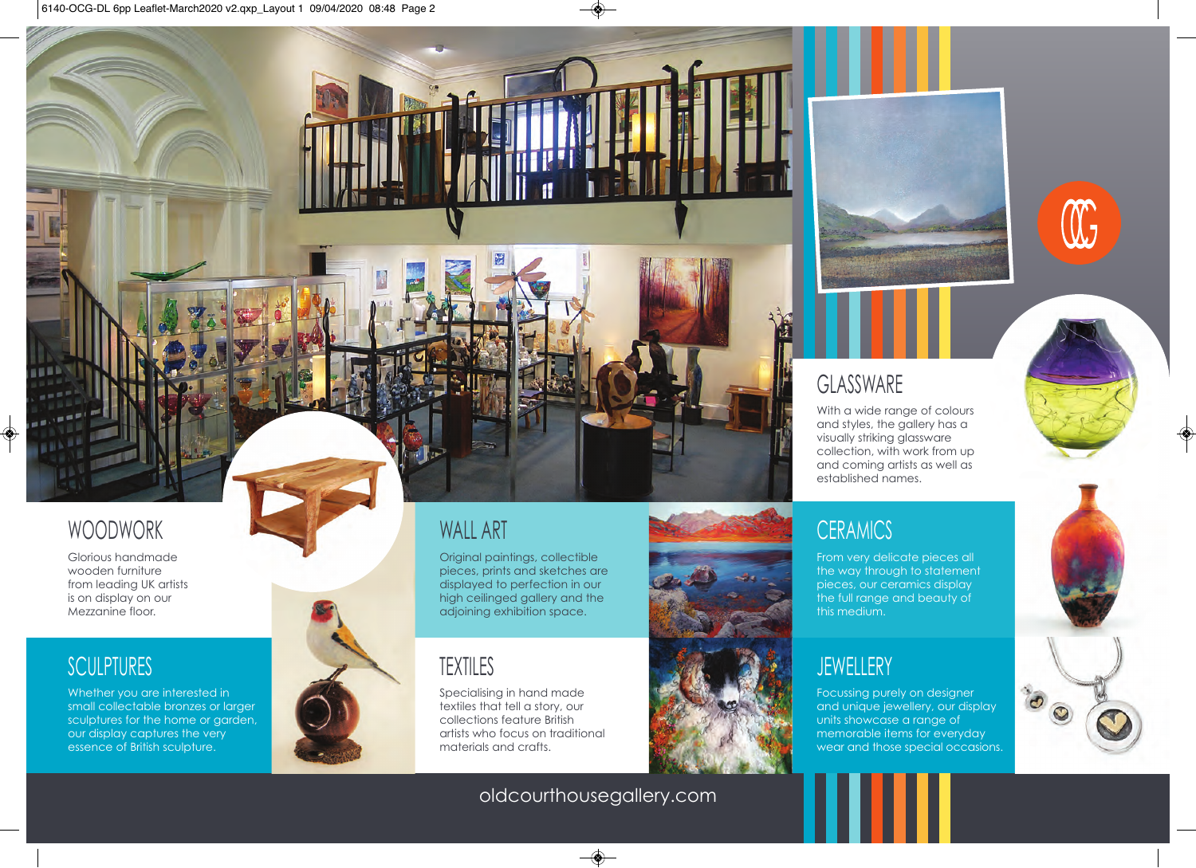## WOODWORK

Glorious handmade wooden furniture from leading UK artists is on display on our Mezzanine floor.

## SCULPTURES

Whether you are interested in small collectable bronzes or larger sculptures for the home or garden, our display captures the very essence of British sculpture.

## WALL ART

Original paintings, collectible pieces, prints and sketches are displayed to perfection in our high ceilinged gallery and the adjoining exhibition space.

## TEXTILES

Specialising in hand made textiles that tell a story, our collections feature British artists who focus on traditional materials and crafts.

## GLASSWARE

With a wide range of colours and styles, the gallery has a visually striking glassware collection, with work from up and coming artists as well as established names.

## CERAMICS

From very delicate pieces all the way through to statement pieces, our ceramics display the full range and beauty of this medium.

## JEWELLERY

Focussing purely on designer and unique jewellery, our display units showcase a range of memorable items for everyday wear and those special occasions.

oldcourthousegallery.com